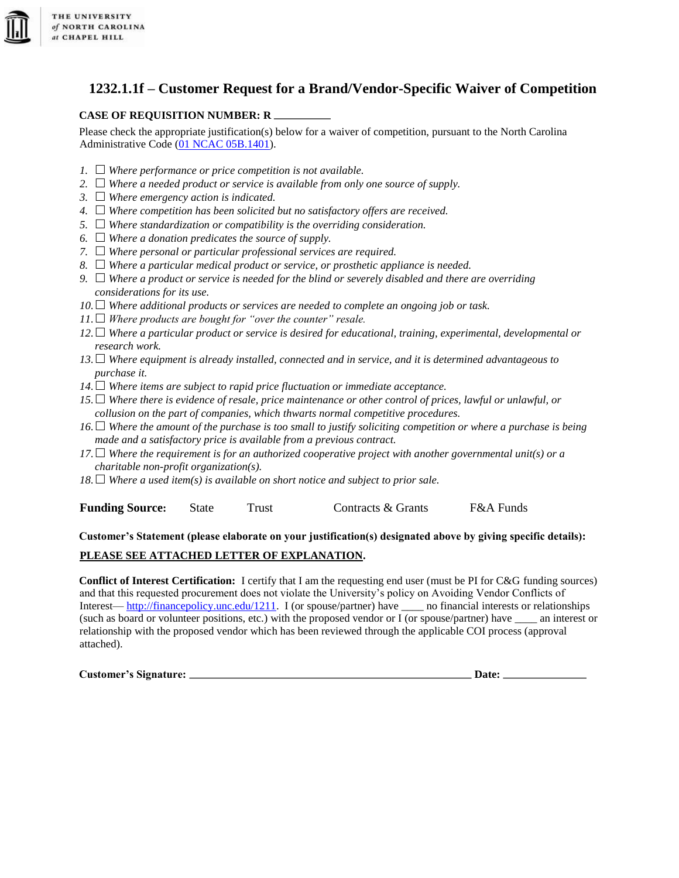THE UNIVERSITY *of* NORTH CAROLINA *at* CHAPEL HILL

# 1232.1.1f – Customer Request for a Brand/Vendor-Specific Waiver of Competition

**CASE OF REQUISITION NUMBER: R __________**

Please check the appropriate justification(s) below for a waiver of competition, pursuant to the North Carolina Administrative Code ([01 NCAC 05B.1401](01 NCAC 05B.1401)).

1. ☐ *Where performance or price competition is not available.*
2. ☐ *Where a needed product or service is available from only one source of supply.*
3. ☐ *Where emergency action is indicated.*
4. ☐ *Where competition has been solicited but no satisfactory offers are received.*
5. ☐ *Where standardization or compatibility is the overriding consideration.*
6. ☐ *Where a donation predicates the source of supply.*
7. ☐ *Where personal or particular professional services are required.*
8. ☐ *Where a particular medical product or service, or prosthetic appliance is needed.*
9. ☐ *Where a product or service is needed for the blind or severely disabled and there are overriding considerations for its use.*
10. ☐ *Where additional products or services are needed to complete an ongoing job or task.*
11. ☐ *Where products are bought for "over the counter" resale.*
12. ☐ *Where a particular product or service is desired for educational, training, experimental, developmental or research work.*
13. ☐ *Where equipment is already installed, connected and in service, and it is determined advantageous to purchase it.*
14. ☐ *Where items are subject to rapid price fluctuation or immediate acceptance.*
15. ☐ *Where there is evidence of resale, price maintenance or other control of prices, lawful or unlawful, or collusion on the part of companies, which thwarts normal competitive procedures.*
16. ☐ *Where the amount of the purchase is too small to justify soliciting competition or where a purchase is being made and a satisfactory price is available from a previous contract.*
17. ☐ *Where the requirement is for an authorized cooperative project with another governmental unit(s) or a charitable non-profit organization(s).*
18. ☐ *Where a used item(s) is available on short notice and subject to prior sale.*

**Funding Source:** State Trust Contracts & Grants F&A Funds

**Customer's Statement (please elaborate on your justification(s) designated above by giving specific details):**

**PLEASE SEE ATTACHED LETTER OF EXPLANATION.**

**Conflict of Interest Certification:** I certify that I am the requesting end user (must be PI for C&G funding sources) and that this requested procurement does not violate the University's policy on Avoiding Vendor Conflicts of Interest— [http://financepolicy.unc.edu/1211](http://financepolicy.unc.edu/1211). I (or spouse/partner) have ____ no financial interests or relationships (such as board or volunteer positions, etc.) with the proposed vendor or I (or spouse/partner) have ____ an interest or relationship with the proposed vendor which has been reviewed through the applicable COI process (approval attached).

**Customer's Signature: ___________________________________________________ Date: _______________**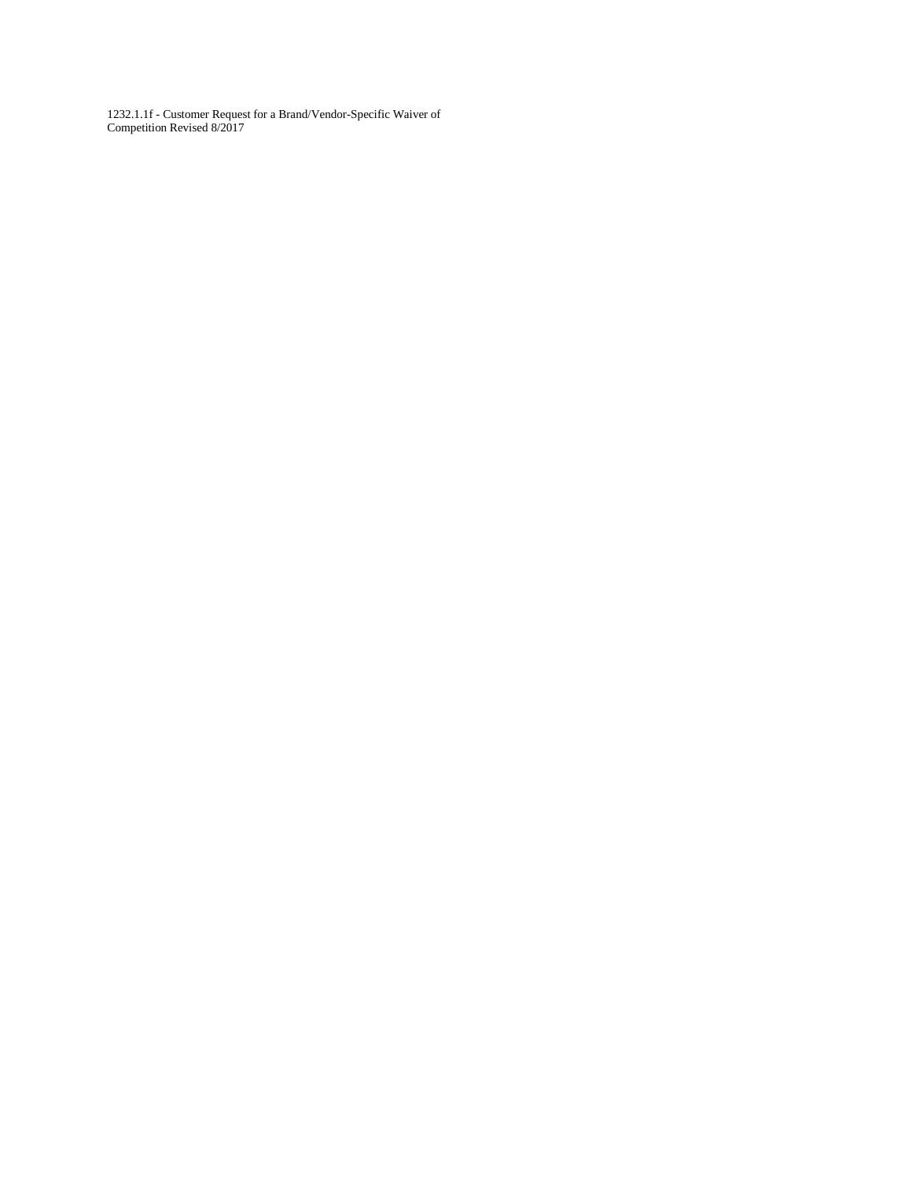1232.1.1f - Customer Request for a Brand/Vendor-Specific Waiver of Competition Revised 8/2017